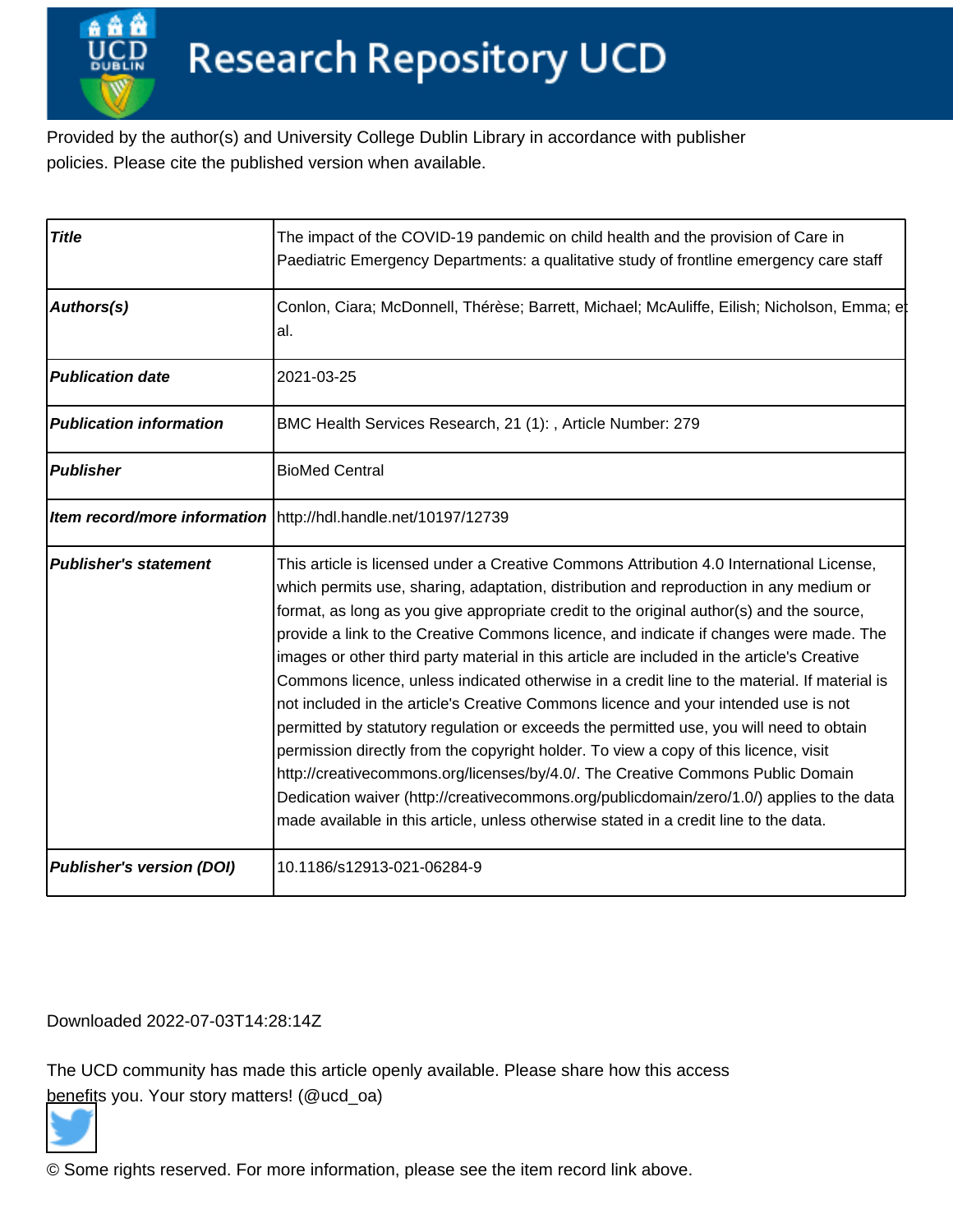# Research Repository UCD

Provided by the author(s) and University College Dublin Library in accordance with publisher policies. Please cite the published version when available.

| | |
|---|---|
| ***Title*** | The impact of the COVID-19 pandemic on child health and the provision of Care in Paediatric Emergency Departments: a qualitative study of frontline emergency care staff |
| ***Authors(s)*** | Conlon, Ciara; McDonnell, Thérèse; Barrett, Michael; McAuliffe, Eilish; Nicholson, Emma; et al. |
| ***Publication date*** | 2021-03-25 |
| ***Publication information*** | BMC Health Services Research, 21 (1): , Article Number: 279 |
| ***Publisher*** | BioMed Central |
| ***Item record/more information*** | http://hdl.handle.net/10197/12739 |
| ***Publisher's statement*** | This article is licensed under a Creative Commons Attribution 4.0 International License, which permits use, sharing, adaptation, distribution and reproduction in any medium or format, as long as you give appropriate credit to the original author(s) and the source, provide a link to the Creative Commons licence, and indicate if changes were made. The images or other third party material in this article are included in the article's Creative Commons licence, unless indicated otherwise in a credit line to the material. If material is not included in the article's Creative Commons licence and your intended use is not permitted by statutory regulation or exceeds the permitted use, you will need to obtain permission directly from the copyright holder. To view a copy of this licence, visit http://creativecommons.org/licenses/by/4.0/. The Creative Commons Public Domain Dedication waiver (http://creativecommons.org/publicdomain/zero/1.0/) applies to the data made available in this article, unless otherwise stated in a credit line to the data. |
| ***Publisher's version (DOI)*** | 10.1186/s12913-021-06284-9 |

Downloaded 2022-07-03T14:28:14Z

The UCD community has made this article openly available. Please share how this access benefits you. Your story matters! (@ucd_oa)

© Some rights reserved. For more information, please see the item record link above.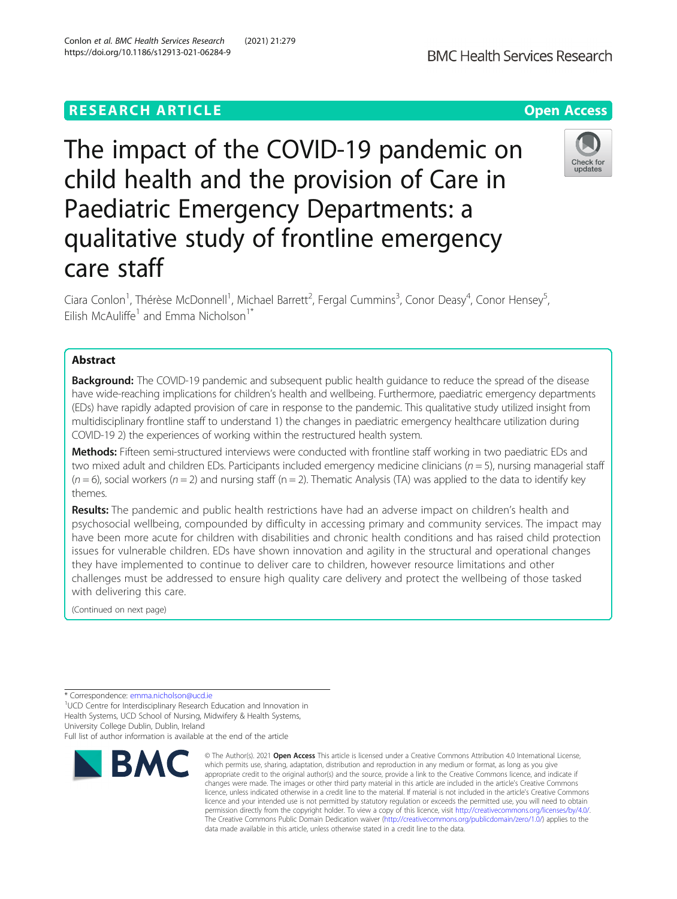# The impact of the COVID-19 pandemic on child health and the provision of Care in Paediatric Emergency Departments: a qualitative study of frontline emergency care staff

Ciara Conlon[1], Thérèse McDonnell[1], Michael Barrett[2], Fergal Cummins[3], Conor Deasy[4], Conor Hensey[5], Eilish McAuliffe[1] and Emma Nicholson[1*]

## Abstract

**Background:** The COVID-19 pandemic and subsequent public health guidance to reduce the spread of the disease have wide-reaching implications for children's health and wellbeing. Furthermore, paediatric emergency departments (EDs) have rapidly adapted provision of care in response to the pandemic. This qualitative study utilized insight from multidisciplinary frontline staff to understand 1) the changes in paediatric emergency healthcare utilization during COVID-19 2) the experiences of working within the restructured health system.

**Methods:** Fifteen semi-structured interviews were conducted with frontline staff working in two paediatric EDs and two mixed adult and children EDs. Participants included emergency medicine clinicians ($n = 5$), nursing managerial staff ($n = 6$), social workers ($n = 2$) and nursing staff ($n = 2$). Thematic Analysis (TA) was applied to the data to identify key themes.

**Results:** The pandemic and public health restrictions have had an adverse impact on children's health and psychosocial wellbeing, compounded by difficulty in accessing primary and community services. The impact may have been more acute for children with disabilities and chronic health conditions and has raised child protection issues for vulnerable children. EDs have shown innovation and agility in the structural and operational changes they have implemented to continue to deliver care to children, however resource limitations and other challenges must be addressed to ensure high quality care delivery and protect the wellbeing of those tasked with delivering this care.

(Continued on next page)

---

* Correspondence: emma.nicholson@ucd.ie
[1]UCD Centre for Interdisciplinary Research Education and Innovation in Health Systems, UCD School of Nursing, Midwifery & Health Systems, University College Dublin, Dublin, Ireland
Full list of author information is available at the end of the article

© The Author(s). 2021 **Open Access** This article is licensed under a Creative Commons Attribution 4.0 International License, which permits use, sharing, adaptation, distribution and reproduction in any medium or format, as long as you give appropriate credit to the original author(s) and the source, provide a link to the Creative Commons licence, and indicate if changes were made. The images or other third party material in this article are included in the article's Creative Commons licence, unless indicated otherwise in a credit line to the material. If material is not included in the article's Creative Commons licence and your intended use is not permitted by statutory regulation or exceeds the permitted use, you will need to obtain permission directly from the copyright holder. To view a copy of this licence, visit http://creativecommons.org/licenses/by/4.0/. The Creative Commons Public Domain Dedication waiver (http://creativecommons.org/publicdomain/zero/1.0/) applies to the data made available in this article, unless otherwise stated in a credit line to the data.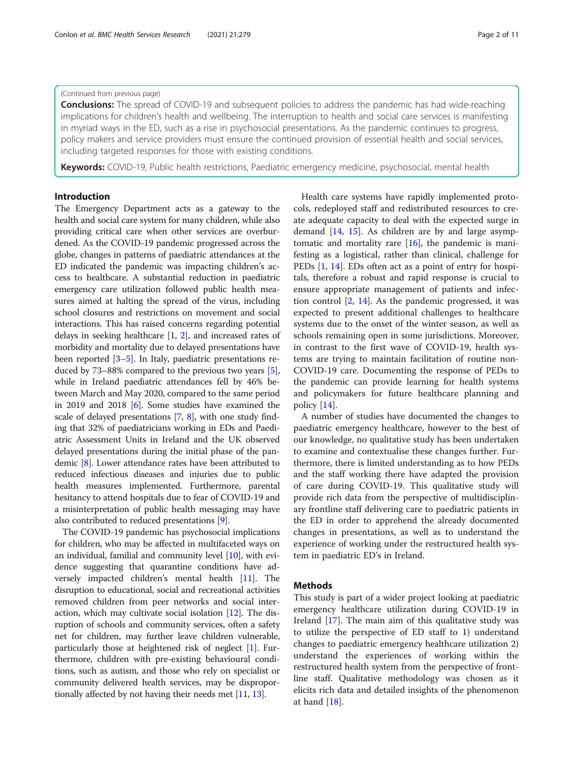(Continued from previous page)

**Conclusions:** The spread of COVID-19 and subsequent policies to address the pandemic has had wide-reaching implications for children's health and wellbeing. The interruption to health and social care services is manifesting in myriad ways in the ED, such as a rise in psychosocial presentations. As the pandemic continues to progress, policy makers and service providers must ensure the continued provision of essential health and social services, including targeted responses for those with existing conditions.

**Keywords:** COVID-19, Public health restrictions, Paediatric emergency medicine, psychosocial, mental health

## Introduction

The Emergency Department acts as a gateway to the health and social care system for many children, while also providing critical care when other services are overburdened. As the COVID-19 pandemic progressed across the globe, changes in patterns of paediatric attendances at the ED indicated the pandemic was impacting children's access to healthcare. A substantial reduction in paediatric emergency care utilization followed public health measures aimed at halting the spread of the virus, including school closures and restrictions on movement and social interactions. This has raised concerns regarding potential delays in seeking healthcare [1, 2], and increased rates of morbidity and mortality due to delayed presentations have been reported [3–5]. In Italy, paediatric presentations reduced by 73–88% compared to the previous two years [5], while in Ireland paediatric attendances fell by 46% between March and May 2020, compared to the same period in 2019 and 2018 [6]. Some studies have examined the scale of delayed presentations [7, 8], with one study finding that 32% of paediatricians working in EDs and Paediatric Assessment Units in Ireland and the UK observed delayed presentations during the initial phase of the pandemic [8]. Lower attendance rates have been attributed to reduced infectious diseases and injuries due to public health measures implemented. Furthermore, parental hesitancy to attend hospitals due to fear of COVID-19 and a misinterpretation of public health messaging may have also contributed to reduced presentations [9].

The COVID-19 pandemic has psychosocial implications for children, who may be affected in multifaceted ways on an individual, familial and community level [10], with evidence suggesting that quarantine conditions have adversely impacted children's mental health [11]. The disruption to educational, social and recreational activities removed children from peer networks and social interaction, which may cultivate social isolation [12]. The disruption of schools and community services, often a safety net for children, may further leave children vulnerable, particularly those at heightened risk of neglect [1]. Furthermore, children with pre-existing behavioural conditions, such as autism, and those who rely on specialist or community delivered health services, may be disproportionately affected by not having their needs met [11, 13].

Health care systems have rapidly implemented protocols, redeployed staff and redistributed resources to create adequate capacity to deal with the expected surge in demand [14, 15]. As children are by and large asymptomatic and mortality rare [16], the pandemic is manifesting as a logistical, rather than clinical, challenge for PEDs [1, 14]. EDs often act as a point of entry for hospitals, therefore a robust and rapid response is crucial to ensure appropriate management of patients and infection control [2, 14]. As the pandemic progressed, it was expected to present additional challenges to healthcare systems due to the onset of the winter season, as well as schools remaining open in some jurisdictions. Moreover, in contrast to the first wave of COVID-19, health systems are trying to maintain facilitation of routine non-COVID-19 care. Documenting the response of PEDs to the pandemic can provide learning for health systems and policymakers for future healthcare planning and policy [14].

A number of studies have documented the changes to paediatric emergency healthcare, however to the best of our knowledge, no qualitative study has been undertaken to examine and contextualise these changes further. Furthermore, there is limited understanding as to how PEDs and the staff working there have adapted the provision of care during COVID-19. This qualitative study will provide rich data from the perspective of multidisciplinary frontline staff delivering care to paediatric patients in the ED in order to apprehend the already documented changes in presentations, as well as to understand the experience of working under the restructured health system in paediatric ED's in Ireland.

## Methods

This study is part of a wider project looking at paediatric emergency healthcare utilization during COVID-19 in Ireland [17]. The main aim of this qualitative study was to utilize the perspective of ED staff to 1) understand changes to paediatric emergency healthcare utilization 2) understand the experiences of working within the restructured health system from the perspective of frontline staff. Qualitative methodology was chosen as it elicits rich data and detailed insights of the phenomenon at hand [18].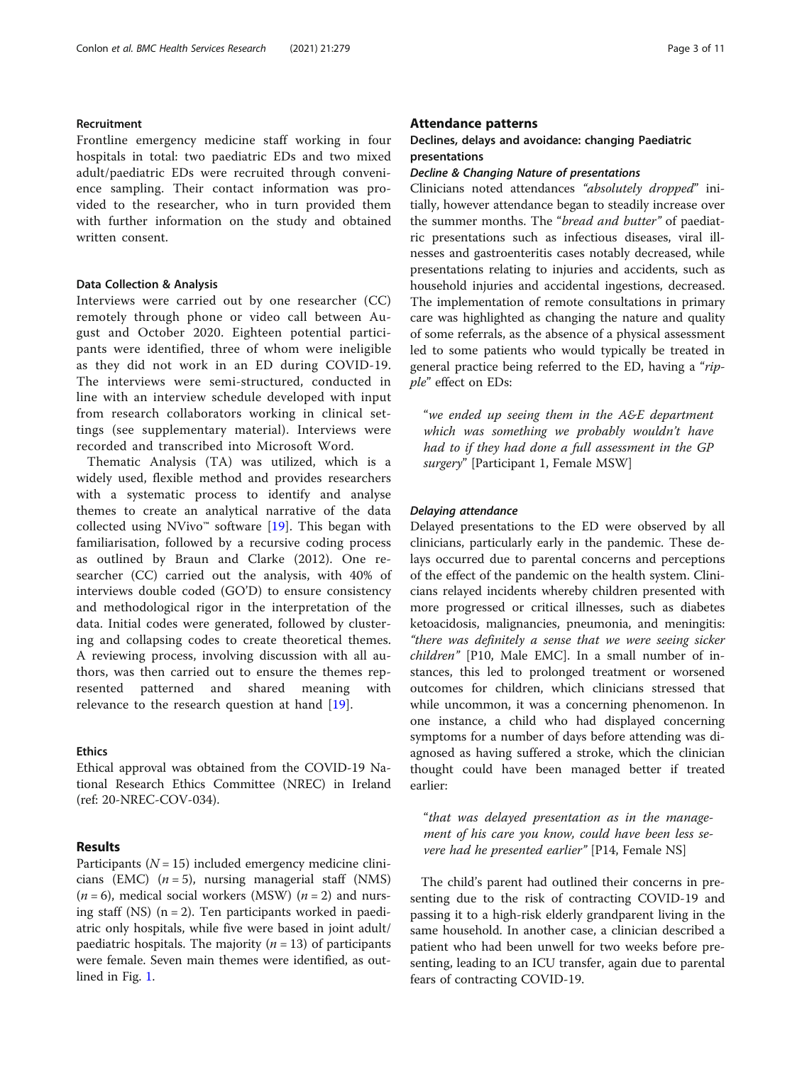### Recruitment

Frontline emergency medicine staff working in four hospitals in total: two paediatric EDs and two mixed adult/paediatric EDs were recruited through convenience sampling. Their contact information was provided to the researcher, who in turn provided them with further information on the study and obtained written consent.

### Data Collection & Analysis

Interviews were carried out by one researcher (CC) remotely through phone or video call between August and October 2020. Eighteen potential participants were identified, three of whom were ineligible as they did not work in an ED during COVID-19. The interviews were semi-structured, conducted in line with an interview schedule developed with input from research collaborators working in clinical settings (see supplementary material). Interviews were recorded and transcribed into Microsoft Word.

Thematic Analysis (TA) was utilized, which is a widely used, flexible method and provides researchers with a systematic process to identify and analyse themes to create an analytical narrative of the data collected using NVivo™ software [19]. This began with familiarisation, followed by a recursive coding process as outlined by Braun and Clarke (2012). One researcher (CC) carried out the analysis, with 40% of interviews double coded (GO'D) to ensure consistency and methodological rigor in the interpretation of the data. Initial codes were generated, followed by clustering and collapsing codes to create theoretical themes. A reviewing process, involving discussion with all authors, was then carried out to ensure the themes represented patterned and shared meaning with relevance to the research question at hand [19].

### Ethics

Ethical approval was obtained from the COVID-19 National Research Ethics Committee (NREC) in Ireland (ref: 20-NREC-COV-034).

## Results

Participants ($N = 15$) included emergency medicine clinicians (EMC) ($n = 5$), nursing managerial staff (NMS) ($n = 6$), medical social workers (MSW) ($n = 2$) and nursing staff (NS) ($n = 2$). Ten participants worked in paediatric only hospitals, while five were based in joint adult/paediatric hospitals. The majority ($n = 13$) of participants were female. Seven main themes were identified, as outlined in Fig. 1.

## Attendance patterns

### Declines, delays and avoidance: changing Paediatric presentations

#### *Decline & Changing Nature of presentations*

Clinicians noted attendances *"absolutely dropped"* initially, however attendance began to steadily increase over the summer months. The "*bread and butter"* of paediatric presentations such as infectious diseases, viral illnesses and gastroenteritis cases notably decreased, while presentations relating to injuries and accidents, such as household injuries and accidental ingestions, decreased. The implementation of remote consultations in primary care was highlighted as changing the nature and quality of some referrals, as the absence of a physical assessment led to some patients who would typically be treated in general practice being referred to the ED, having a "*ripple*" effect on EDs:

> "*we ended up seeing them in the A&E department which was something we probably wouldn't have had to if they had done a full assessment in the GP surgery*" [Participant 1, Female MSW]

#### *Delaying attendance*

Delayed presentations to the ED were observed by all clinicians, particularly early in the pandemic. These delays occurred due to parental concerns and perceptions of the effect of the pandemic on the health system. Clinicians relayed incidents whereby children presented with more progressed or critical illnesses, such as diabetes ketoacidosis, malignancies, pneumonia, and meningitis: *"there was definitely a sense that we were seeing sicker children"* [P10, Male EMC]. In a small number of instances, this led to prolonged treatment or worsened outcomes for children, which clinicians stressed that while uncommon, it was a concerning phenomenon. In one instance, a child who had displayed concerning symptoms for a number of days before attending was diagnosed as having suffered a stroke, which the clinician thought could have been managed better if treated earlier:

> "*that was delayed presentation as in the management of his care you know, could have been less severe had he presented earlier*" [P14, Female NS]

The child's parent had outlined their concerns in presenting due to the risk of contracting COVID-19 and passing it to a high-risk elderly grandparent living in the same household. In another case, a clinician described a patient who had been unwell for two weeks before presenting, leading to an ICU transfer, again due to parental fears of contracting COVID-19.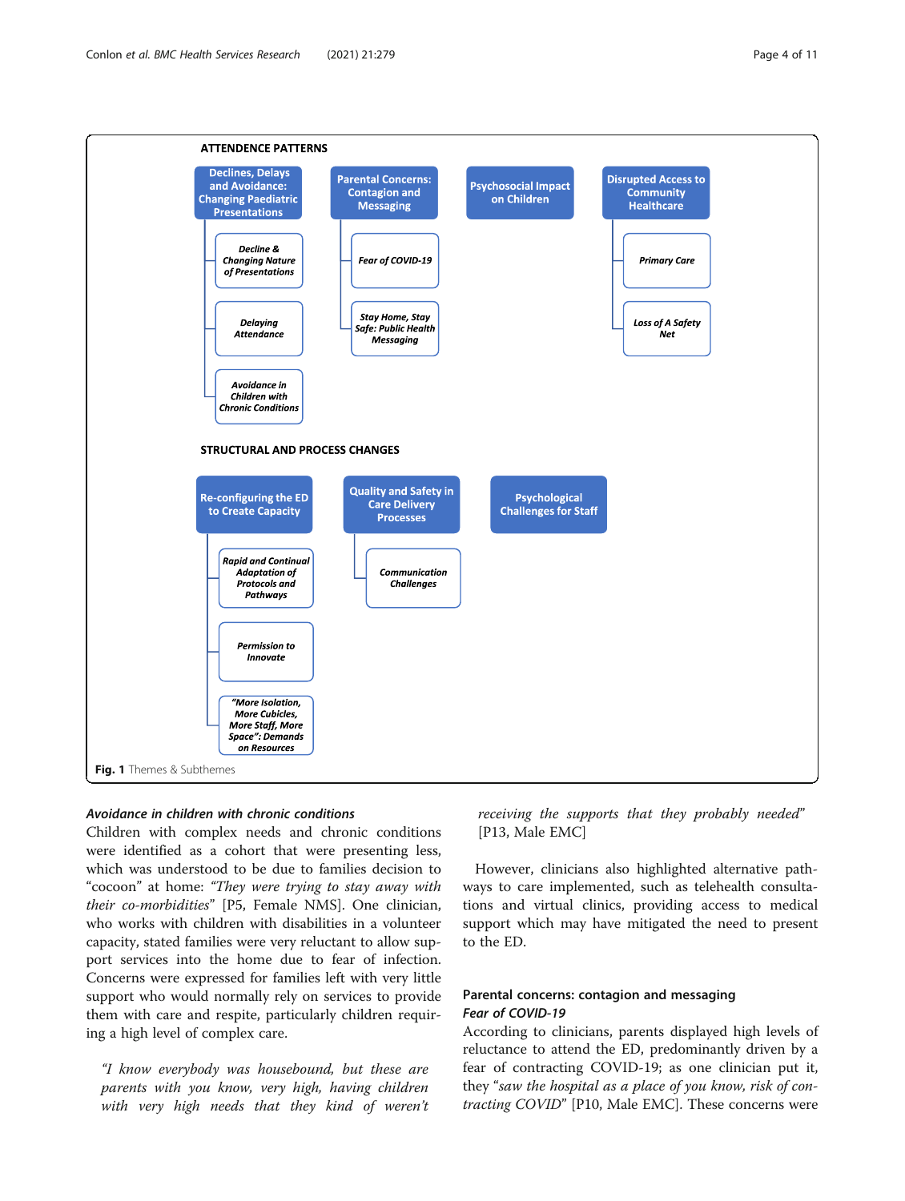ATTENDENCE PATTERNS

- Declines, Delays and Avoidance: Changing Paediatric Presentations
  - Decline & Changing Nature of Presentations
  - Delaying Attendance
  - Avoidance in Children with Chronic Conditions
- Parental Concerns: Contagion and Messaging
  - Fear of COVID-19
  - Stay Home, Stay Safe: Public Health Messaging
- Psychosocial Impact on Children
- Disrupted Access to Community Healthcare
  - Primary Care
  - Loss of A Safety Net

STRUCTURAL AND PROCESS CHANGES

- Re-configuring the ED to Create Capacity
  - Rapid and Continual Adaptation of Protocols and Pathways
  - Permission to Innovate
  - "More Isolation, More Cubicles, More Staff, More Space": Demands on Resources
- Quality and Safety in Care Delivery Processes
  - Communication Challenges
- Psychological Challenges for Staff

**Fig. 1** Themes & Subthemes

### *Avoidance in children with chronic conditions*

Children with complex needs and chronic conditions were identified as a cohort that were presenting less, which was understood to be due to families decision to "cocoon" at home: *"They were trying to stay away with their co-morbidities"* [P5, Female NMS]. One clinician, who works with children with disabilities in a volunteer capacity, stated families were very reluctant to allow support services into the home due to fear of infection. Concerns were expressed for families left with very little support who would normally rely on services to provide them with care and respite, particularly children requiring a high level of complex care.

> *"I know everybody was housebound, but these are parents with you know, very high, having children with very high needs that they kind of weren't receiving the supports that they probably needed"* [P13, Male EMC]

However, clinicians also highlighted alternative pathways to care implemented, such as telehealth consultations and virtual clinics, providing access to medical support which may have mitigated the need to present to the ED.

## Parental concerns: contagion and messaging

### *Fear of COVID-19*

According to clinicians, parents displayed high levels of reluctance to attend the ED, predominantly driven by a fear of contracting COVID-19; as one clinician put it, they *"saw the hospital as a place of you know, risk of contracting COVID"* [P10, Male EMC]. These concerns were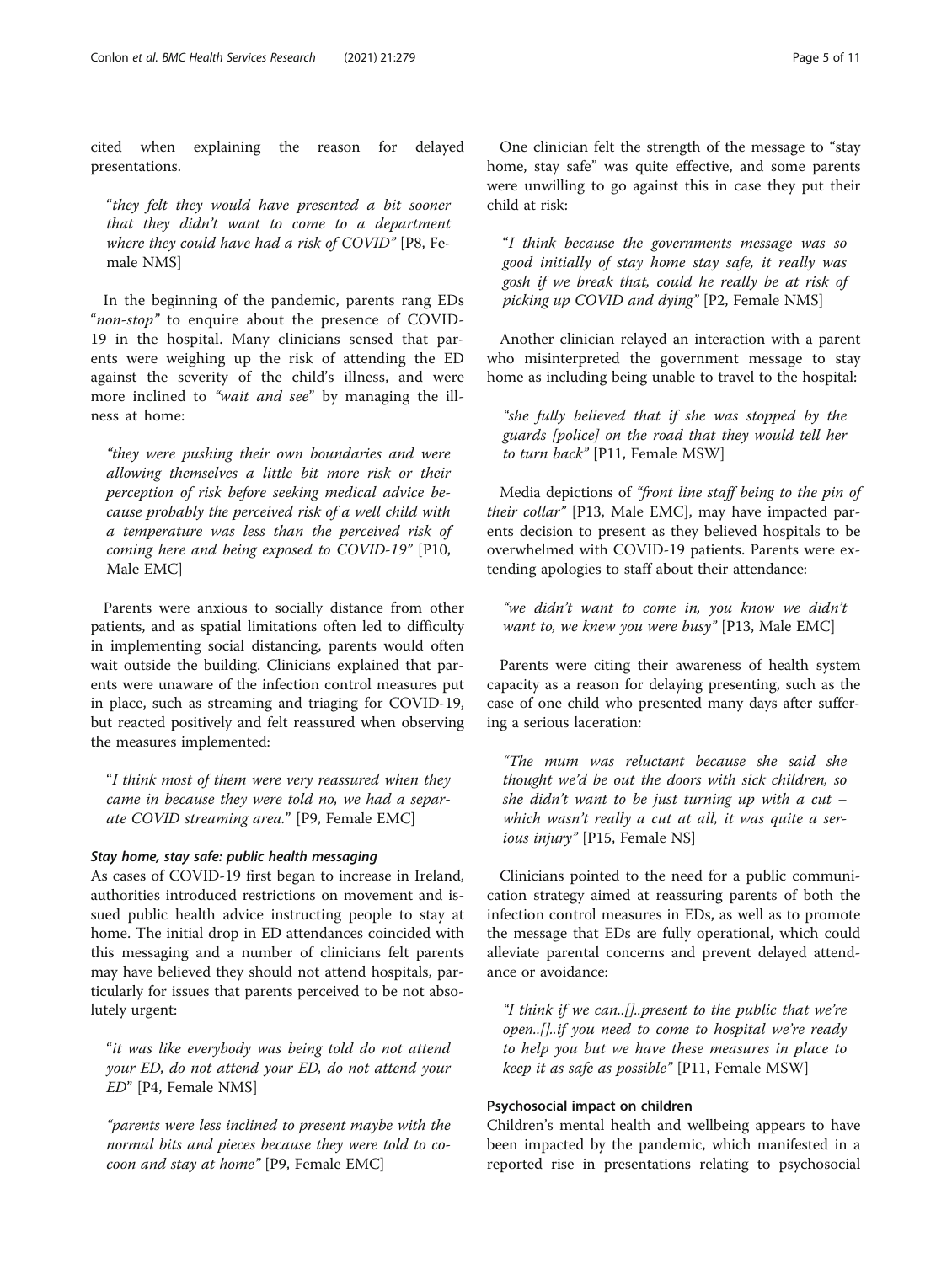cited when explaining the reason for delayed presentations.

> "they felt they would have presented a bit sooner that they didn't want to come to a department where they could have had a risk of COVID" [P8, Female NMS]

In the beginning of the pandemic, parents rang EDs "*non-stop*" to enquire about the presence of COVID-19 in the hospital. Many clinicians sensed that parents were weighing up the risk of attending the ED against the severity of the child's illness, and were more inclined to *"wait and see"* by managing the illness at home:

> "they were pushing their own boundaries and were allowing themselves a little bit more risk or their perception of risk before seeking medical advice because probably the perceived risk of a well child with a temperature was less than the perceived risk of coming here and being exposed to COVID-19" [P10, Male EMC]

Parents were anxious to socially distance from other patients, and as spatial limitations often led to difficulty in implementing social distancing, parents would often wait outside the building. Clinicians explained that parents were unaware of the infection control measures put in place, such as streaming and triaging for COVID-19, but reacted positively and felt reassured when observing the measures implemented:

> "I think most of them were very reassured when they came in because they were told no, we had a separate COVID streaming area." [P9, Female EMC]

#### *Stay home, stay safe: public health messaging*

As cases of COVID-19 first began to increase in Ireland, authorities introduced restrictions on movement and issued public health advice instructing people to stay at home. The initial drop in ED attendances coincided with this messaging and a number of clinicians felt parents may have believed they should not attend hospitals, particularly for issues that parents perceived to be not absolutely urgent:

> "it was like everybody was being told do not attend your ED, do not attend your ED, do not attend your ED" [P4, Female NMS]

> "parents were less inclined to present maybe with the normal bits and pieces because they were told to cocoon and stay at home" [P9, Female EMC]

One clinician felt the strength of the message to "stay home, stay safe" was quite effective, and some parents were unwilling to go against this in case they put their child at risk:

> "I think because the governments message was so good initially of stay home stay safe, it really was gosh if we break that, could he really be at risk of picking up COVID and dying" [P2, Female NMS]

Another clinician relayed an interaction with a parent who misinterpreted the government message to stay home as including being unable to travel to the hospital:

> "she fully believed that if she was stopped by the guards [police] on the road that they would tell her to turn back" [P11, Female MSW]

Media depictions of *"front line staff being to the pin of their collar"* [P13, Male EMC], may have impacted parents decision to present as they believed hospitals to be overwhelmed with COVID-19 patients. Parents were extending apologies to staff about their attendance:

> "we didn't want to come in, you know we didn't want to, we knew you were busy" [P13, Male EMC]

Parents were citing their awareness of health system capacity as a reason for delaying presenting, such as the case of one child who presented many days after suffering a serious laceration:

> "The mum was reluctant because she said she thought we'd be out the doors with sick children, so she didn't want to be just turning up with a cut – which wasn't really a cut at all, it was quite a serious injury" [P15, Female NS]

Clinicians pointed to the need for a public communication strategy aimed at reassuring parents of both the infection control measures in EDs, as well as to promote the message that EDs are fully operational, which could alleviate parental concerns and prevent delayed attendance or avoidance:

> "I think if we can..[]..present to the public that we're open..[]..if you need to come to hospital we're ready to help you but we have these measures in place to keep it as safe as possible" [P11, Female MSW]

#### Psychosocial impact on children

Children's mental health and wellbeing appears to have been impacted by the pandemic, which manifested in a reported rise in presentations relating to psychosocial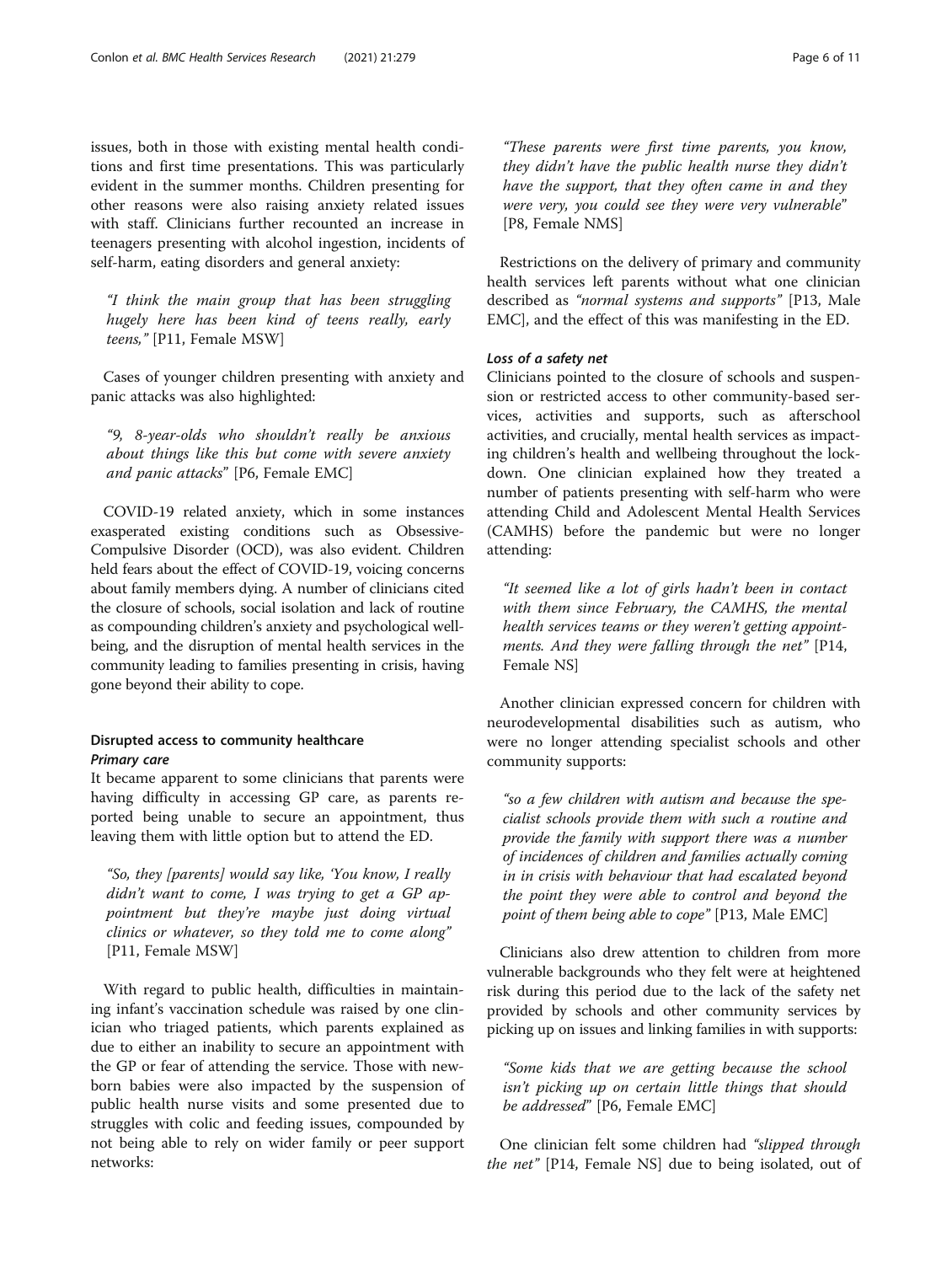issues, both in those with existing mental health conditions and first time presentations. This was particularly evident in the summer months. Children presenting for other reasons were also raising anxiety related issues with staff. Clinicians further recounted an increase in teenagers presenting with alcohol ingestion, incidents of self-harm, eating disorders and general anxiety:

> *"I think the main group that has been struggling hugely here has been kind of teens really, early teens,"* [P11, Female MSW]

Cases of younger children presenting with anxiety and panic attacks was also highlighted:

> *"9, 8-year-olds who shouldn't really be anxious about things like this but come with severe anxiety and panic attacks"* [P6, Female EMC]

COVID-19 related anxiety, which in some instances exasperated existing conditions such as Obsessive-Compulsive Disorder (OCD), was also evident. Children held fears about the effect of COVID-19, voicing concerns about family members dying. A number of clinicians cited the closure of schools, social isolation and lack of routine as compounding children's anxiety and psychological wellbeing, and the disruption of mental health services in the community leading to families presenting in crisis, having gone beyond their ability to cope.

### Disrupted access to community healthcare

#### *Primary care*

It became apparent to some clinicians that parents were having difficulty in accessing GP care, as parents reported being unable to secure an appointment, thus leaving them with little option but to attend the ED.

> *"So, they [parents] would say like, 'You know, I really didn't want to come, I was trying to get a GP appointment but they're maybe just doing virtual clinics or whatever, so they told me to come along"* [P11, Female MSW]

With regard to public health, difficulties in maintaining infant's vaccination schedule was raised by one clinician who triaged patients, which parents explained as due to either an inability to secure an appointment with the GP or fear of attending the service. Those with newborn babies were also impacted by the suspension of public health nurse visits and some presented due to struggles with colic and feeding issues, compounded by not being able to rely on wider family or peer support networks:

> *"These parents were first time parents, you know, they didn't have the public health nurse they didn't have the support, that they often came in and they were very, you could see they were very vulnerable"* [P8, Female NMS]

Restrictions on the delivery of primary and community health services left parents without what one clinician described as *"normal systems and supports"* [P13, Male EMC], and the effect of this was manifesting in the ED.

#### *Loss of a safety net*

Clinicians pointed to the closure of schools and suspension or restricted access to other community-based services, activities and supports, such as afterschool activities, and crucially, mental health services as impacting children's health and wellbeing throughout the lockdown. One clinician explained how they treated a number of patients presenting with self-harm who were attending Child and Adolescent Mental Health Services (CAMHS) before the pandemic but were no longer attending:

> *"It seemed like a lot of girls hadn't been in contact with them since February, the CAMHS, the mental health services teams or they weren't getting appointments. And they were falling through the net"* [P14, Female NS]

Another clinician expressed concern for children with neurodevelopmental disabilities such as autism, who were no longer attending specialist schools and other community supports:

> *"so a few children with autism and because the specialist schools provide them with such a routine and provide the family with support there was a number of incidences of children and families actually coming in in crisis with behaviour that had escalated beyond the point they were able to control and beyond the point of them being able to cope"* [P13, Male EMC]

Clinicians also drew attention to children from more vulnerable backgrounds who they felt were at heightened risk during this period due to the lack of the safety net provided by schools and other community services by picking up on issues and linking families in with supports:

> *"Some kids that we are getting because the school isn't picking up on certain little things that should be addressed"* [P6, Female EMC]

One clinician felt some children had *"slipped through the net"* [P14, Female NS] due to being isolated, out of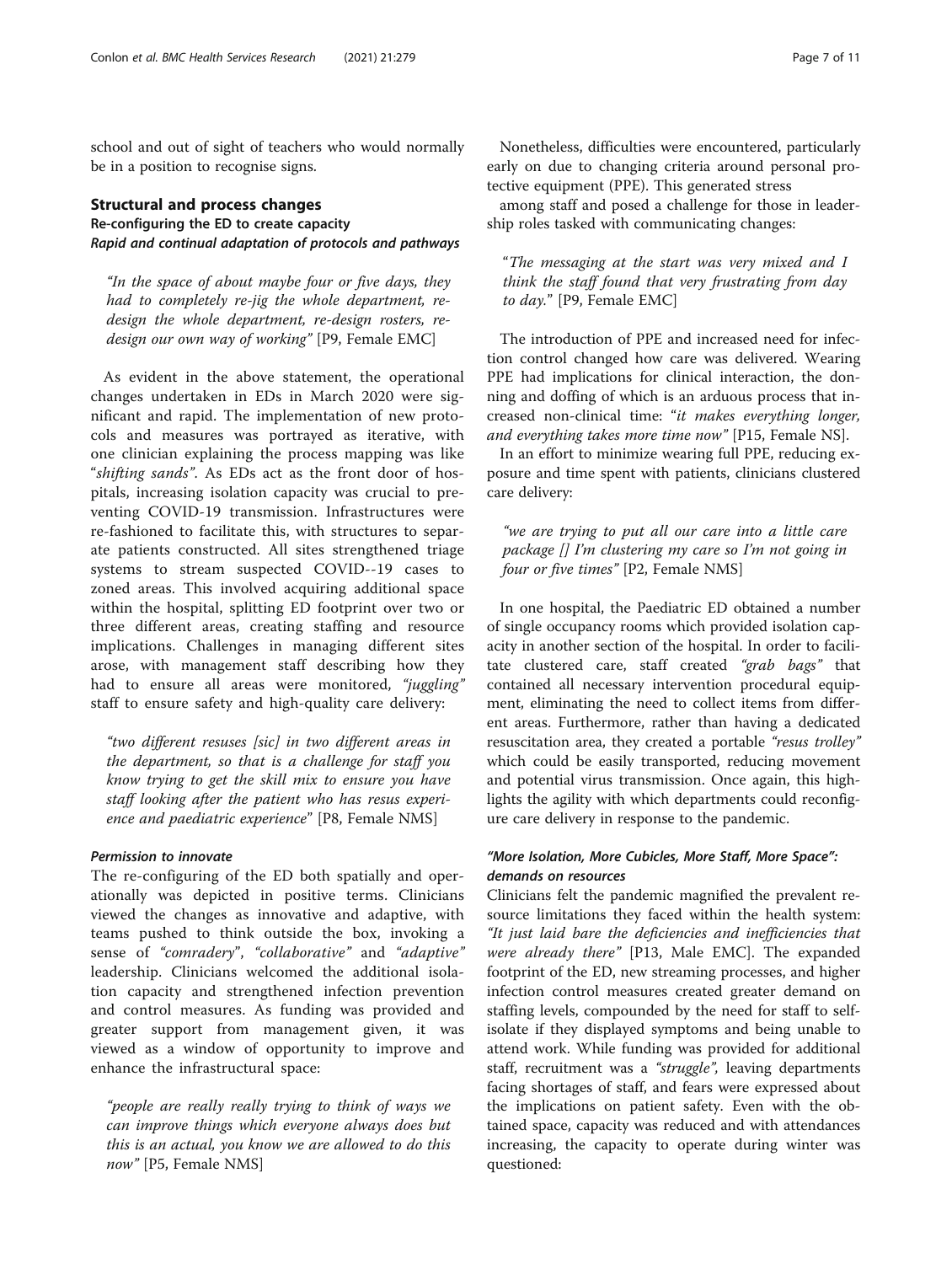school and out of sight of teachers who would normally be in a position to recognise signs.

## Structural and process changes

### Re-configuring the ED to create capacity

#### *Rapid and continual adaptation of protocols and pathways*

> *"In the space of about maybe four or five days, they had to completely re-jig the whole department, re-design the whole department, re-design rosters, re-design our own way of working"* [P9, Female EMC]

As evident in the above statement, the operational changes undertaken in EDs in March 2020 were significant and rapid. The implementation of new protocols and measures was portrayed as iterative, with one clinician explaining the process mapping was like "*shifting sands*". As EDs act as the front door of hospitals, increasing isolation capacity was crucial to preventing COVID-19 transmission. Infrastructures were re-fashioned to facilitate this, with structures to separate patients constructed. All sites strengthened triage systems to stream suspected COVID--19 cases to zoned areas. This involved acquiring additional space within the hospital, splitting ED footprint over two or three different areas, creating staffing and resource implications. Challenges in managing different sites arose, with management staff describing how they had to ensure all areas were monitored, *"juggling"* staff to ensure safety and high-quality care delivery:

> *"two different resuses [sic] in two different areas in the department, so that is a challenge for staff you know trying to get the skill mix to ensure you have staff looking after the patient who has resus experience and paediatric experience"* [P8, Female NMS]

#### *Permission to innovate*

The re-configuring of the ED both spatially and operationally was depicted in positive terms. Clinicians viewed the changes as innovative and adaptive, with teams pushed to think outside the box, invoking a sense of *"comradery"*, *"collaborative"* and *"adaptive"* leadership. Clinicians welcomed the additional isolation capacity and strengthened infection prevention and control measures. As funding was provided and greater support from management given, it was viewed as a window of opportunity to improve and enhance the infrastructural space:

> *"people are really really trying to think of ways we can improve things which everyone always does but this is an actual, you know we are allowed to do this now"* [P5, Female NMS]

Nonetheless, difficulties were encountered, particularly early on due to changing criteria around personal protective equipment (PPE). This generated stress among staff and posed a challenge for those in leadership roles tasked with communicating changes:

> *"The messaging at the start was very mixed and I think the staff found that very frustrating from day to day."* [P9, Female EMC]

The introduction of PPE and increased need for infection control changed how care was delivered. Wearing PPE had implications for clinical interaction, the donning and doffing of which is an arduous process that increased non-clinical time: *"it makes everything longer, and everything takes more time now"* [P15, Female NS].

In an effort to minimize wearing full PPE, reducing exposure and time spent with patients, clinicians clustered care delivery:

> *"we are trying to put all our care into a little care package [] I'm clustering my care so I'm not going in four or five times"* [P2, Female NMS]

In one hospital, the Paediatric ED obtained a number of single occupancy rooms which provided isolation capacity in another section of the hospital. In order to facilitate clustered care, staff created *"grab bags"* that contained all necessary intervention procedural equipment, eliminating the need to collect items from different areas. Furthermore, rather than having a dedicated resuscitation area, they created a portable *"resus trolley"* which could be easily transported, reducing movement and potential virus transmission. Once again, this highlights the agility with which departments could reconfigure care delivery in response to the pandemic.

### *"More Isolation, More Cubicles, More Staff, More Space": demands on resources*

Clinicians felt the pandemic magnified the prevalent resource limitations they faced within the health system: *"It just laid bare the deficiencies and inefficiencies that were already there"* [P13, Male EMC]. The expanded footprint of the ED, new streaming processes, and higher infection control measures created greater demand on staffing levels, compounded by the need for staff to self-isolate if they displayed symptoms and being unable to attend work. While funding was provided for additional staff, recruitment was a *"struggle"*, leaving departments facing shortages of staff, and fears were expressed about the implications on patient safety. Even with the obtained space, capacity was reduced and with attendances increasing, the capacity to operate during winter was questioned: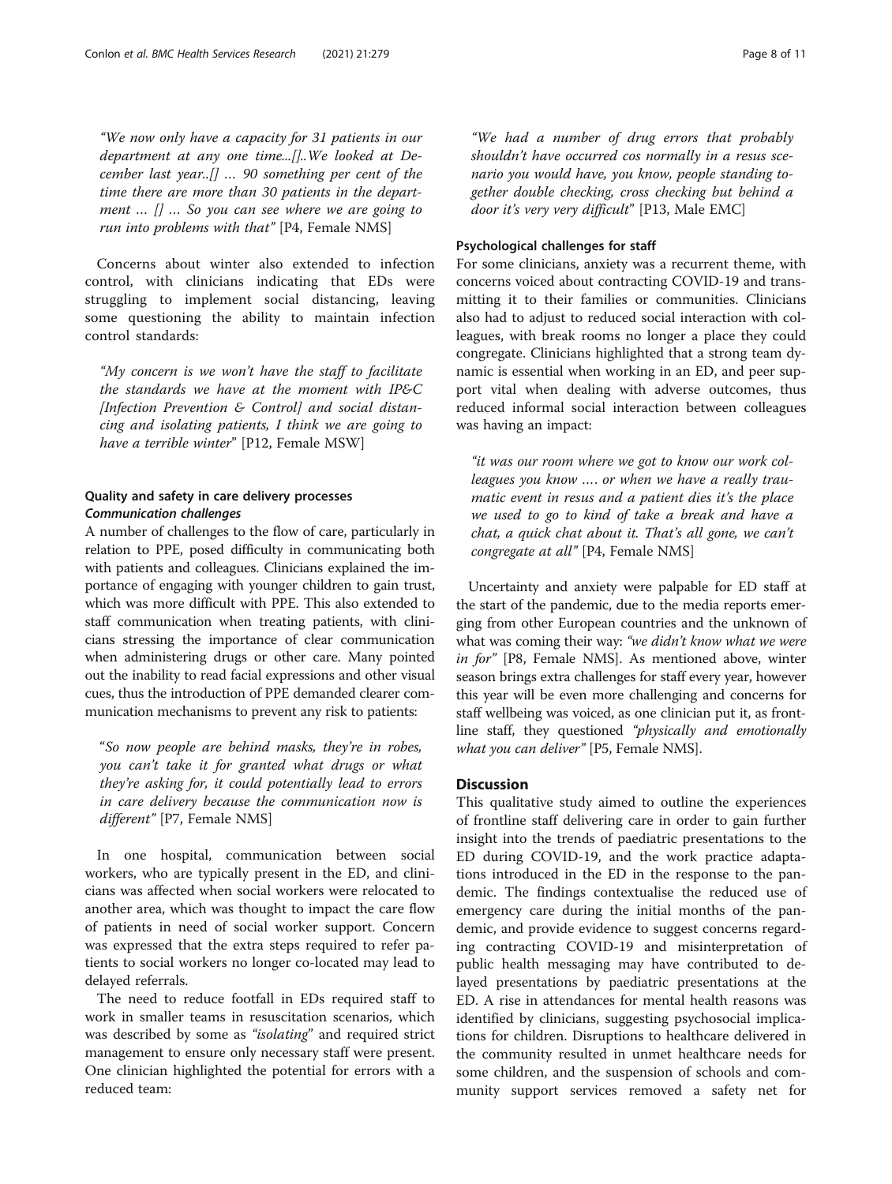*"We now only have a capacity for 31 patients in our department at any one time...[]..We looked at December last year..[] … 90 something per cent of the time there are more than 30 patients in the department … [] … So you can see where we are going to run into problems with that"* [P4, Female NMS]

Concerns about winter also extended to infection control, with clinicians indicating that EDs were struggling to implement social distancing, leaving some questioning the ability to maintain infection control standards:

*"My concern is we won't have the staff to facilitate the standards we have at the moment with IP&C [Infection Prevention & Control] and social distancing and isolating patients, I think we are going to have a terrible winter"* [P12, Female MSW]

### Quality and safety in care delivery processes

#### *Communication challenges*

A number of challenges to the flow of care, particularly in relation to PPE, posed difficulty in communicating both with patients and colleagues. Clinicians explained the importance of engaging with younger children to gain trust, which was more difficult with PPE. This also extended to staff communication when treating patients, with clinicians stressing the importance of clear communication when administering drugs or other care. Many pointed out the inability to read facial expressions and other visual cues, thus the introduction of PPE demanded clearer communication mechanisms to prevent any risk to patients:

*"So now people are behind masks, they're in robes, you can't take it for granted what drugs or what they're asking for, it could potentially lead to errors in care delivery because the communication now is different"* [P7, Female NMS]

In one hospital, communication between social workers, who are typically present in the ED, and clinicians was affected when social workers were relocated to another area, which was thought to impact the care flow of patients in need of social worker support. Concern was expressed that the extra steps required to refer patients to social workers no longer co-located may lead to delayed referrals.

The need to reduce footfall in EDs required staff to work in smaller teams in resuscitation scenarios, which was described by some as *"isolating"* and required strict management to ensure only necessary staff were present. One clinician highlighted the potential for errors with a reduced team:

*"We had a number of drug errors that probably shouldn't have occurred cos normally in a resus scenario you would have, you know, people standing together double checking, cross checking but behind a door it's very very difficult"* [P13, Male EMC]

#### Psychological challenges for staff

For some clinicians, anxiety was a recurrent theme, with concerns voiced about contracting COVID-19 and transmitting it to their families or communities. Clinicians also had to adjust to reduced social interaction with colleagues, with break rooms no longer a place they could congregate. Clinicians highlighted that a strong team dynamic is essential when working in an ED, and peer support vital when dealing with adverse outcomes, thus reduced informal social interaction between colleagues was having an impact:

*"it was our room where we got to know our work colleagues you know …. or when we have a really traumatic event in resus and a patient dies it's the place we used to go to kind of take a break and have a chat, a quick chat about it. That's all gone, we can't congregate at all"* [P4, Female NMS]

Uncertainty and anxiety were palpable for ED staff at the start of the pandemic, due to the media reports emerging from other European countries and the unknown of what was coming their way: *"we didn't know what we were in for"* [P8, Female NMS]. As mentioned above, winter season brings extra challenges for staff every year, however this year will be even more challenging and concerns for staff wellbeing was voiced, as one clinician put it, as frontline staff, they questioned *"physically and emotionally what you can deliver"* [P5, Female NMS].

## Discussion

This qualitative study aimed to outline the experiences of frontline staff delivering care in order to gain further insight into the trends of paediatric presentations to the ED during COVID-19, and the work practice adaptations introduced in the ED in the response to the pandemic. The findings contextualise the reduced use of emergency care during the initial months of the pandemic, and provide evidence to suggest concerns regarding contracting COVID-19 and misinterpretation of public health messaging may have contributed to delayed presentations by paediatric presentations at the ED. A rise in attendances for mental health reasons was identified by clinicians, suggesting psychosocial implications for children. Disruptions to healthcare delivered in the community resulted in unmet healthcare needs for some children, and the suspension of schools and community support services removed a safety net for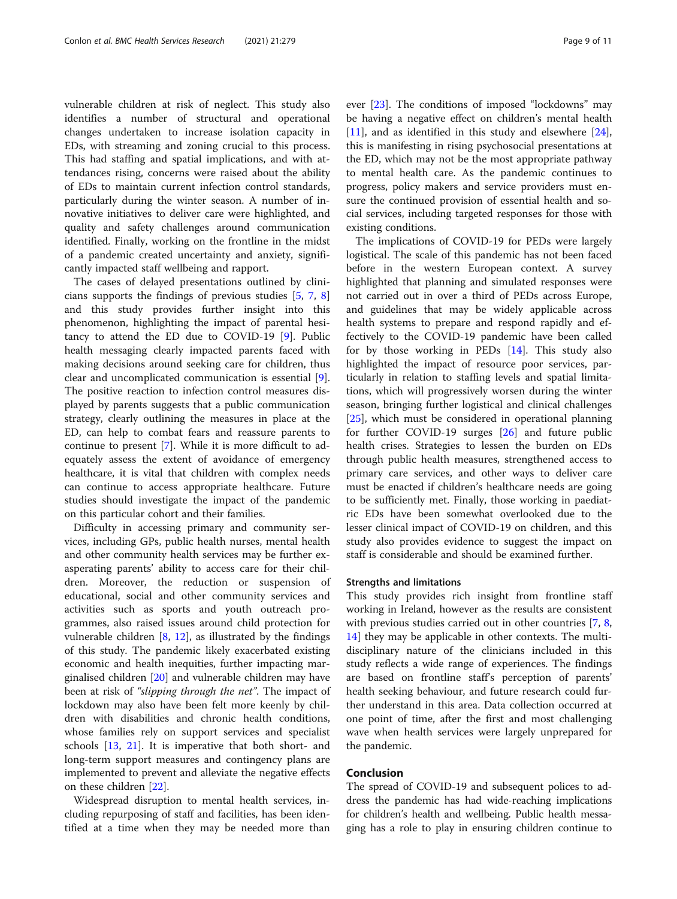vulnerable children at risk of neglect. This study also identifies a number of structural and operational changes undertaken to increase isolation capacity in EDs, with streaming and zoning crucial to this process. This had staffing and spatial implications, and with attendances rising, concerns were raised about the ability of EDs to maintain current infection control standards, particularly during the winter season. A number of innovative initiatives to deliver care were highlighted, and quality and safety challenges around communication identified. Finally, working on the frontline in the midst of a pandemic created uncertainty and anxiety, significantly impacted staff wellbeing and rapport.

The cases of delayed presentations outlined by clinicians supports the findings of previous studies [5, 7, 8] and this study provides further insight into this phenomenon, highlighting the impact of parental hesitancy to attend the ED due to COVID-19 [9]. Public health messaging clearly impacted parents faced with making decisions around seeking care for children, thus clear and uncomplicated communication is essential [9]. The positive reaction to infection control measures displayed by parents suggests that a public communication strategy, clearly outlining the measures in place at the ED, can help to combat fears and reassure parents to continue to present [7]. While it is more difficult to adequately assess the extent of avoidance of emergency healthcare, it is vital that children with complex needs can continue to access appropriate healthcare. Future studies should investigate the impact of the pandemic on this particular cohort and their families.

Difficulty in accessing primary and community services, including GPs, public health nurses, mental health and other community health services may be further exasperating parents' ability to access care for their children. Moreover, the reduction or suspension of educational, social and other community services and activities such as sports and youth outreach programmes, also raised issues around child protection for vulnerable children [8, 12], as illustrated by the findings of this study. The pandemic likely exacerbated existing economic and health inequities, further impacting marginalised children [20] and vulnerable children may have been at risk of *"slipping through the net"*. The impact of lockdown may also have been felt more keenly by children with disabilities and chronic health conditions, whose families rely on support services and specialist schools [13, 21]. It is imperative that both short- and long-term support measures and contingency plans are implemented to prevent and alleviate the negative effects on these children [22].

Widespread disruption to mental health services, including repurposing of staff and facilities, has been identified at a time when they may be needed more than ever [23]. The conditions of imposed "lockdowns" may be having a negative effect on children's mental health [11], and as identified in this study and elsewhere [24], this is manifesting in rising psychosocial presentations at the ED, which may not be the most appropriate pathway to mental health care. As the pandemic continues to progress, policy makers and service providers must ensure the continued provision of essential health and social services, including targeted responses for those with existing conditions.

The implications of COVID-19 for PEDs were largely logistical. The scale of this pandemic has not been faced before in the western European context. A survey highlighted that planning and simulated responses were not carried out in over a third of PEDs across Europe, and guidelines that may be widely applicable across health systems to prepare and respond rapidly and effectively to the COVID-19 pandemic have been called for by those working in PEDs [14]. This study also highlighted the impact of resource poor services, particularly in relation to staffing levels and spatial limitations, which will progressively worsen during the winter season, bringing further logistical and clinical challenges [25], which must be considered in operational planning for further COVID-19 surges [26] and future public health crises. Strategies to lessen the burden on EDs through public health measures, strengthened access to primary care services, and other ways to deliver care must be enacted if children's healthcare needs are going to be sufficiently met. Finally, those working in paediatric EDs have been somewhat overlooked due to the lesser clinical impact of COVID-19 on children, and this study also provides evidence to suggest the impact on staff is considerable and should be examined further.

### Strengths and limitations

This study provides rich insight from frontline staff working in Ireland, however as the results are consistent with previous studies carried out in other countries [7, 8, 14] they may be applicable in other contexts. The multidisciplinary nature of the clinicians included in this study reflects a wide range of experiences. The findings are based on frontline staff's perception of parents' health seeking behaviour, and future research could further understand in this area. Data collection occurred at one point of time, after the first and most challenging wave when health services were largely unprepared for the pandemic.

## Conclusion

The spread of COVID-19 and subsequent polices to address the pandemic has had wide-reaching implications for children's health and wellbeing. Public health messaging has a role to play in ensuring children continue to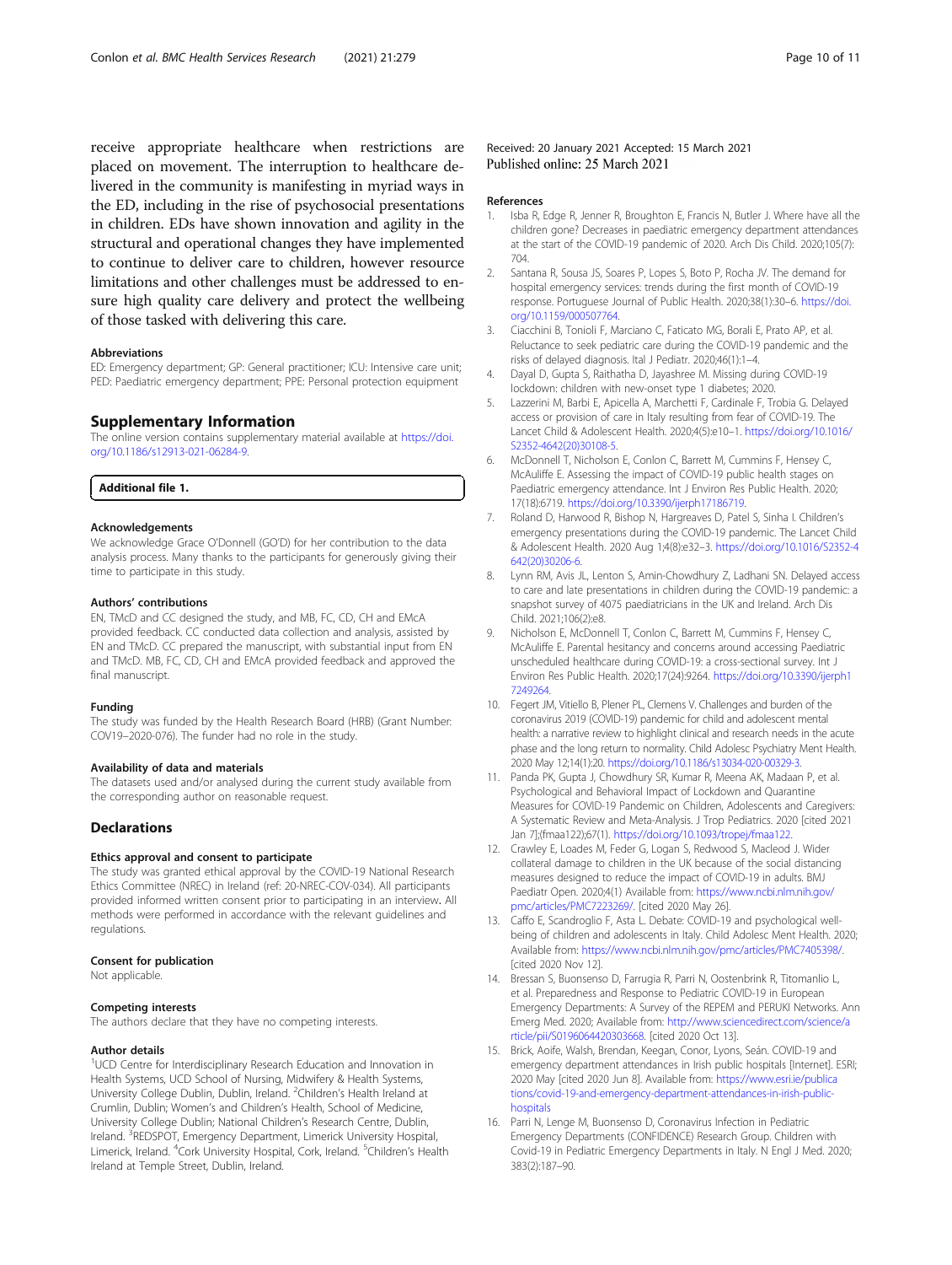receive appropriate healthcare when restrictions are placed on movement. The interruption to healthcare delivered in the community is manifesting in myriad ways in the ED, including in the rise of psychosocial presentations in children. EDs have shown innovation and agility in the structural and operational changes they have implemented to continue to deliver care to children, however resource limitations and other challenges must be addressed to ensure high quality care delivery and protect the wellbeing of those tasked with delivering this care.

#### Abbreviations

ED: Emergency department; GP: General practitioner; ICU: Intensive care unit; PED: Paediatric emergency department; PPE: Personal protection equipment

## Supplementary Information

The online version contains supplementary material available at https://doi.org/10.1186/s12913-021-06284-9.

**Additional file 1.**

#### Acknowledgements

We acknowledge Grace O'Donnell (GO'D) for her contribution to the data analysis process. Many thanks to the participants for generously giving their time to participate in this study.

#### Authors' contributions

EN, TMcD and CC designed the study, and MB, FC, CD, CH and EMcA provided feedback. CC conducted data collection and analysis, assisted by EN and TMcD. CC prepared the manuscript, with substantial input from EN and TMcD. MB, FC, CD, CH and EMcA provided feedback and approved the final manuscript.

#### Funding

The study was funded by the Health Research Board (HRB) (Grant Number: COV19–2020-076). The funder had no role in the study.

#### Availability of data and materials

The datasets used and/or analysed during the current study available from the corresponding author on reasonable request.

## Declarations

#### Ethics approval and consent to participate

The study was granted ethical approval by the COVID-19 National Research Ethics Committee (NREC) in Ireland (ref: 20-NREC-COV-034). All participants provided informed written consent prior to participating in an interview. All methods were performed in accordance with the relevant guidelines and regulations.

#### Consent for publication

Not applicable.

#### Competing interests

The authors declare that they have no competing interests.

#### Author details

[1]UCD Centre for Interdisciplinary Research Education and Innovation in Health Systems, UCD School of Nursing, Midwifery & Health Systems, University College Dublin, Dublin, Ireland. [2]Children's Health Ireland at Crumlin, Dublin; Women's and Children's Health, School of Medicine, University College Dublin; National Children's Research Centre, Dublin, Ireland. [3]REDSPOT, Emergency Department, Limerick University Hospital, Limerick, Ireland. [4]Cork University Hospital, Cork, Ireland. [5]Children's Health Ireland at Temple Street, Dublin, Ireland.

Received: 20 January 2021 Accepted: 15 March 2021
Published online: 25 March 2021

#### References

1. Isba R, Edge R, Jenner R, Broughton E, Francis N, Butler J. Where have all the children gone? Decreases in paediatric emergency department attendances at the start of the COVID-19 pandemic of 2020. Arch Dis Child. 2020;105(7):704.
2. Santana R, Sousa JS, Soares P, Lopes S, Boto P, Rocha JV. The demand for hospital emergency services: trends during the first month of COVID-19 response. Portuguese Journal of Public Health. 2020;38(1):30–6. https://doi.org/10.1159/000507764.
3. Ciacchini B, Tonioli F, Marciano C, Faticato MG, Borali E, Prato AP, et al. Reluctance to seek pediatric care during the COVID-19 pandemic and the risks of delayed diagnosis. Ital J Pediatr. 2020;46(1):1–4.
4. Dayal D, Gupta S, Raithatha D, Jayashree M. Missing during COVID-19 lockdown: children with new-onset type 1 diabetes; 2020.
5. Lazzerini M, Barbi E, Apicella A, Marchetti F, Cardinale F, Trobia G. Delayed access or provision of care in Italy resulting from fear of COVID-19. The Lancet Child & Adolescent Health. 2020;4(5):e10–1. https://doi.org/10.1016/S2352-4642(20)30108-5.
6. McDonnell T, Nicholson E, Conlon C, Barrett M, Cummins F, Hensey C, McAuliffe E. Assessing the impact of COVID-19 public health stages on Paediatric emergency attendance. Int J Environ Res Public Health. 2020;17(18):6719. https://doi.org/10.3390/ijerph17186719.
7. Roland D, Harwood R, Bishop N, Hargreaves D, Patel S, Sinha I. Children's emergency presentations during the COVID-19 pandemic. The Lancet Child & Adolescent Health. 2020 Aug 1;4(8):e32–3. https://doi.org/10.1016/S2352-4642(20)30206-6.
8. Lynn RM, Avis JL, Lenton S, Amin-Chowdhury Z, Ladhani SN. Delayed access to care and late presentations in children during the COVID-19 pandemic: a snapshot survey of 4075 paediatricians in the UK and Ireland. Arch Dis Child. 2021;106(2):e8.
9. Nicholson E, McDonnell T, Conlon C, Barrett M, Cummins F, Hensey C, McAuliffe E. Parental hesitancy and concerns around accessing Paediatric unscheduled healthcare during COVID-19: a cross-sectional survey. Int J Environ Res Public Health. 2020;17(24):9264. https://doi.org/10.3390/ijerph17249264.
10. Fegert JM, Vitiello B, Plener PL, Clemens V. Challenges and burden of the coronavirus 2019 (COVID-19) pandemic for child and adolescent mental health: a narrative review to highlight clinical and research needs in the acute phase and the long return to normality. Child Adolesc Psychiatry Ment Health. 2020 May 12;14(1):20. https://doi.org/10.1186/s13034-020-00329-3.
11. Panda PK, Gupta J, Chowdhury SR, Kumar R, Meena AK, Madaan P, et al. Psychological and Behavioral Impact of Lockdown and Quarantine Measures for COVID-19 Pandemic on Children, Adolescents and Caregivers: A Systematic Review and Meta-Analysis. J Trop Pediatrics. 2020 [cited 2021 Jan 7];(fmaa122);67(1). https://doi.org/10.1093/tropej/fmaa122.
12. Crawley E, Loades M, Feder G, Logan S, Redwood S, Macleod J. Wider collateral damage to children in the UK because of the social distancing measures designed to reduce the impact of COVID-19 in adults. BMJ Paediatr Open. 2020;4(1) Available from: https://www.ncbi.nlm.nih.gov/pmc/articles/PMC7223269/. [cited 2020 May 26].
13. Caffo E, Scandroglio F, Asta L. Debate: COVID-19 and psychological well-being of children and adolescents in Italy. Child Adolesc Ment Health. 2020; Available from: https://www.ncbi.nlm.nih.gov/pmc/articles/PMC7405398/. [cited 2020 Nov 12].
14. Bressan S, Buonsenso D, Farrugia R, Parri N, Oostenbrink R, Titomanlio L, et al. Preparedness and Response to Pediatric COVID-19 in European Emergency Departments: A Survey of the REPEM and PERUKI Networks. Ann Emerg Med. 2020; Available from: http://www.sciencedirect.com/science/article/pii/S0196064420303668. [cited 2020 Oct 13].
15. Brick, Aoife, Walsh, Brendan, Keegan, Conor, Lyons, Seán. COVID-19 and emergency department attendances in Irish public hospitals [Internet]. ESRI; 2020 May [cited 2020 Jun 8]. Available from: https://www.esri.ie/publications/covid-19-and-emergency-department-attendances-in-irish-public-hospitals
16. Parri N, Lenge M, Buonsenso D, Coronavirus Infection in Pediatric Emergency Departments (CONFIDENCE) Research Group. Children with Covid-19 in Pediatric Emergency Departments in Italy. N Engl J Med. 2020;383(2):187–90.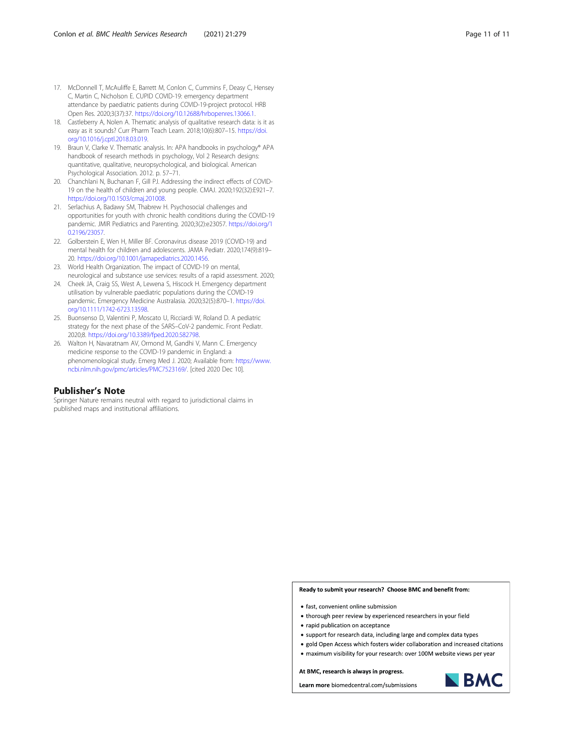17. McDonnell T, McAuliffe E, Barrett M, Conlon C, Cummins F, Deasy C, Hensey C, Martin C, Nicholson E. CUPID COVID-19: emergency department attendance by paediatric patients during COVID-19-project protocol. HRB Open Res. 2020;3(37):37. https://doi.org/10.12688/hrbopenres.13066.1.
18. Castleberry A, Nolen A. Thematic analysis of qualitative research data: is it as easy as it sounds? Curr Pharm Teach Learn. 2018;10(6):807–15. https://doi.org/10.1016/j.cptl.2018.03.019.
19. Braun V, Clarke V. Thematic analysis. In: APA handbooks in psychology® APA handbook of research methods in psychology, Vol 2 Research designs: quantitative, qualitative, neuropsychological, and biological. American Psychological Association. 2012. p. 57–71.
20. Chanchlani N, Buchanan F, Gill PJ. Addressing the indirect effects of COVID-19 on the health of children and young people. CMAJ. 2020;192(32):E921–7. https://doi.org/10.1503/cmaj.201008.
21. Serlachius A, Badawy SM, Thabrew H. Psychosocial challenges and opportunities for youth with chronic health conditions during the COVID-19 pandemic. JMIR Pediatrics and Parenting. 2020;3(2):e23057. https://doi.org/10.2196/23057.
22. Golberstein E, Wen H, Miller BF. Coronavirus disease 2019 (COVID-19) and mental health for children and adolescents. JAMA Pediatr. 2020;174(9):819–20. https://doi.org/10.1001/jamapediatrics.2020.1456.
23. World Health Organization. The impact of COVID-19 on mental, neurological and substance use services: results of a rapid assessment. 2020;
24. Cheek JA, Craig SS, West A, Lewena S, Hiscock H. Emergency department utilisation by vulnerable paediatric populations during the COVID-19 pandemic. Emergency Medicine Australasia. 2020;32(5):870–1. https://doi.org/10.1111/1742-6723.13598.
25. Buonsenso D, Valentini P, Moscato U, Ricciardi W, Roland D. A pediatric strategy for the next phase of the SARS–CoV-2 pandemic. Front Pediatr. 2020;8. https://doi.org/10.3389/fped.2020.582798.
26. Walton H, Navaratnam AV, Ormond M, Gandhi V, Mann C. Emergency medicine response to the COVID-19 pandemic in England: a phenomenological study. Emerg Med J. 2020; Available from: https://www.ncbi.nlm.nih.gov/pmc/articles/PMC7523169/. [cited 2020 Dec 10].

## Publisher's Note

Springer Nature remains neutral with regard to jurisdictional claims in published maps and institutional affiliations.

**Ready to submit your research? Choose BMC and benefit from:**

- fast, convenient online submission
- thorough peer review by experienced researchers in your field
- rapid publication on acceptance
- support for research data, including large and complex data types
- gold Open Access which fosters wider collaboration and increased citations
- maximum visibility for your research: over 100M website views per year

**At BMC, research is always in progress.**

**Learn more** biomedcentral.com/submissions

BMC